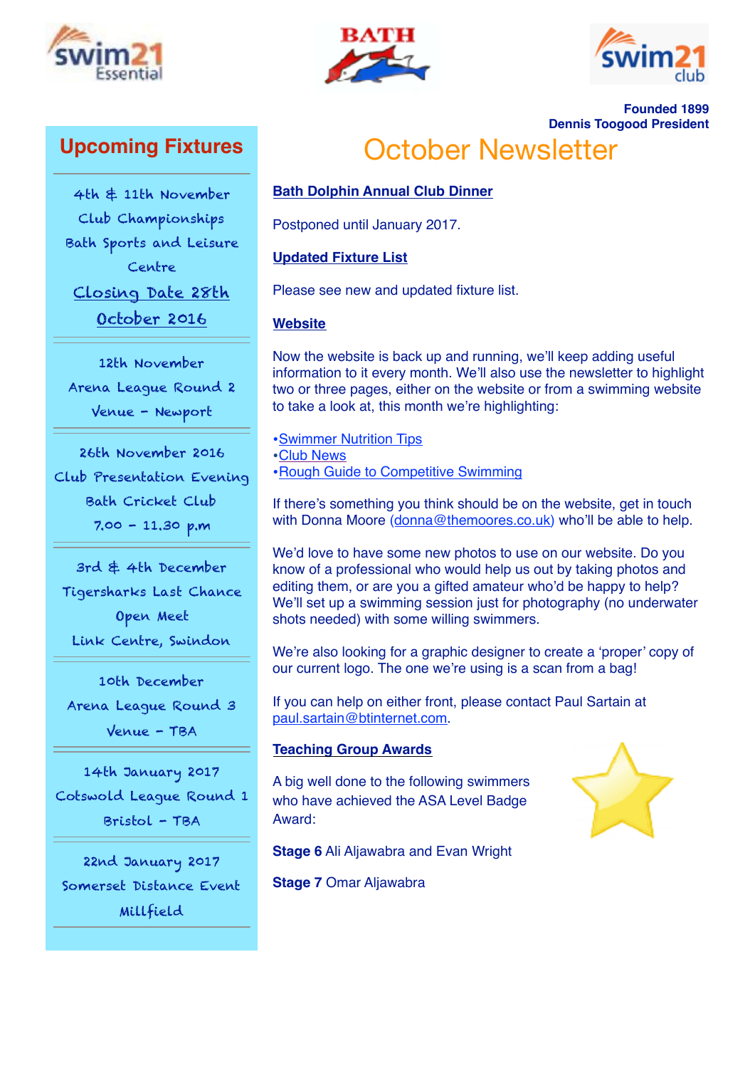Founded 1899
Dennis Toogood President

# October Newsletter

## Upcoming Fixtures

4th & 11th November
Club Championships
Bath Sports and Leisure Centre
**Closing Date 28th October 2016**

---

12th November
Arena League Round 2
Venue - Newport

---

26th November 2016
Club Presentation Evening
Bath Cricket Club
7.00 - 11.30 p.m

---

3rd & 4th December
Tigersharks Last Chance Open Meet
Link Centre, Swindon

---

10th December
Arena League Round 3
Venue - TBA

---

14th January 2017
Cotswold League Round 1
Bristol - TBA

---

22nd January 2017
Somerset Distance Event
Millfield

---

### Bath Dolphin Annual Club Dinner

Postponed until January 2017.

### Updated Fixture List

Please see new and updated fixture list.

### Website

Now the website is back up and running, we'll keep adding useful information to it every month. We'll also use the newsletter to highlight two or three pages, either on the website or from a swimming website to take a look at, this month we're highlighting:

- Swimmer Nutrition Tips
- Club News
- Rough Guide to Competitive Swimming

If there's something you think should be on the website, get in touch with Donna Moore (donna@themoores.co.uk) who'll be able to help.

We'd love to have some new photos to use on our website. Do you know of a professional who would help us out by taking photos and editing them, or are you a gifted amateur who'd be happy to help? We'll set up a swimming session just for photography (no underwater shots needed) with some willing swimmers.

We're also looking for a graphic designer to create a 'proper' copy of our current logo. The one we're using is a scan from a bag!

If you can help on either front, please contact Paul Sartain at paul.sartain@btinternet.com.

### Teaching Group Awards

A big well done to the following swimmers who have achieved the ASA Level Badge Award:

**Stage 6** Ali Aljawabra and Evan Wright

**Stage 7** Omar Aljawabra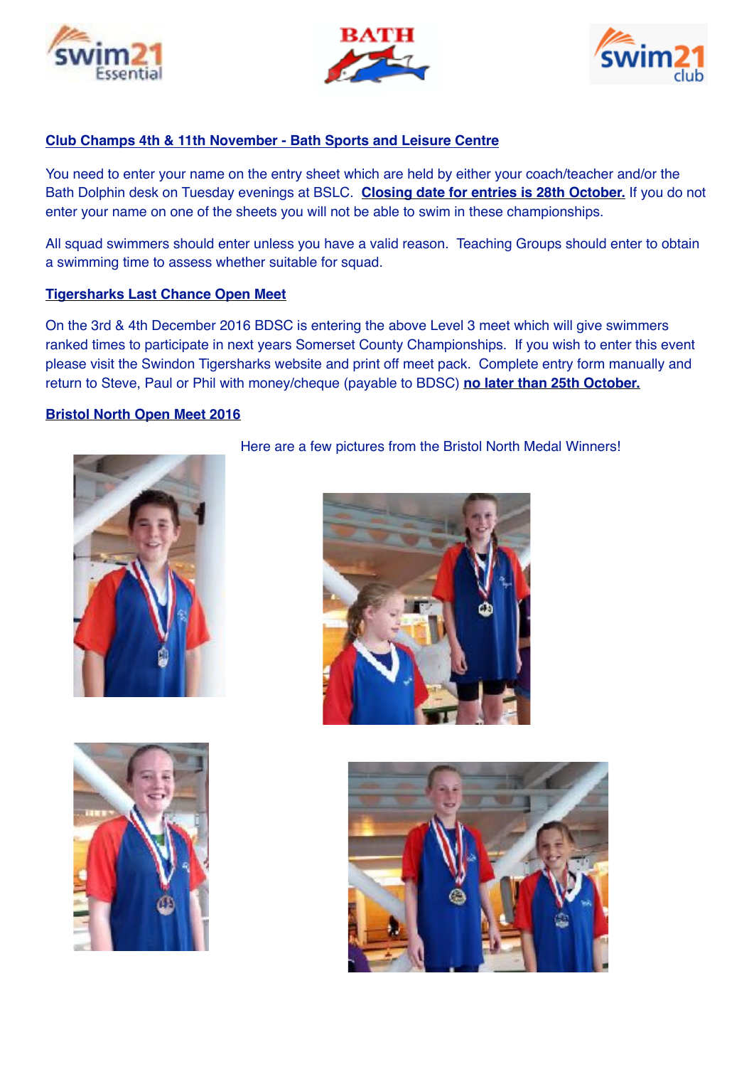**Club Champs 4th & 11th November - Bath Sports and Leisure Centre**

You need to enter your name on the entry sheet which are held by either your coach/teacher and/or the Bath Dolphin desk on Tuesday evenings at BSLC. **Closing date for entries is 28th October.** If you do not enter your name on one of the sheets you will not be able to swim in these championships.

All squad swimmers should enter unless you have a valid reason. Teaching Groups should enter to obtain a swimming time to assess whether suitable for squad.

**Tigersharks Last Chance Open Meet**

On the 3rd & 4th December 2016 BDSC is entering the above Level 3 meet which will give swimmers ranked times to participate in next years Somerset County Championships. If you wish to enter this event please visit the Swindon Tigersharks website and print off meet pack. Complete entry form manually and return to Steve, Paul or Phil with money/cheque (payable to BDSC) **no later than 25th October.**

**Bristol North Open Meet 2016**

Here are a few pictures from the Bristol North Medal Winners!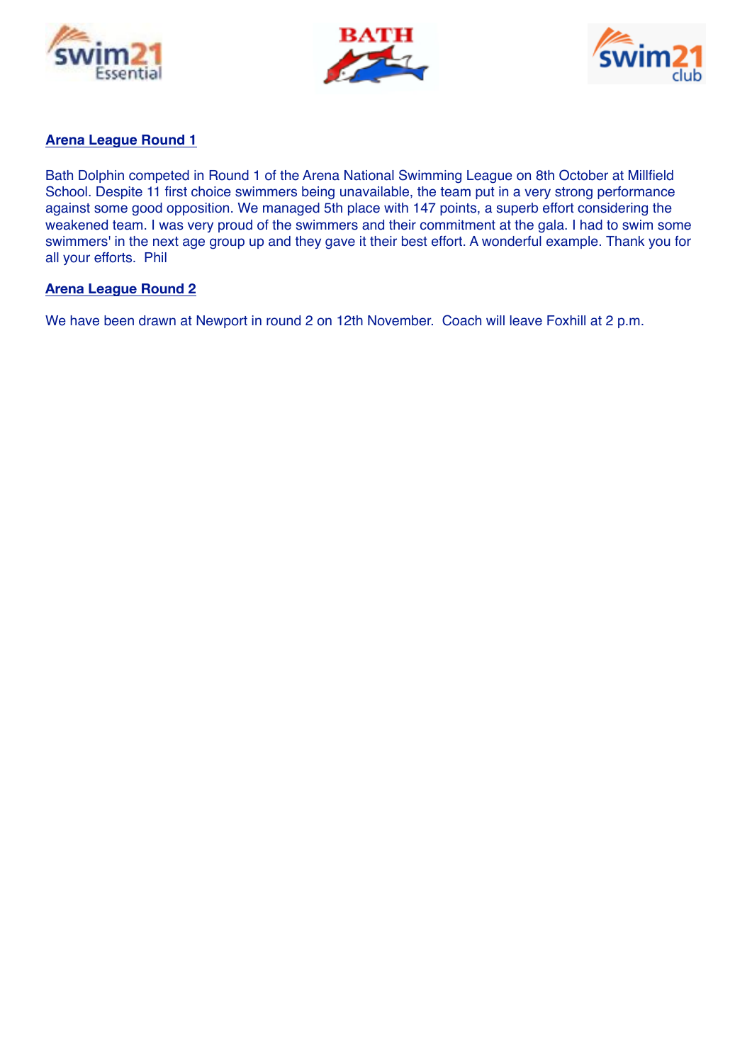## Arena League Round 1

Bath Dolphin competed in Round 1 of the Arena National Swimming League on 8th October at Millfield School. Despite 11 first choice swimmers being unavailable, the team put in a very strong performance against some good opposition. We managed 5th place with 147 points, a superb effort considering the weakened team. I was very proud of the swimmers and their commitment at the gala. I had to swim some swimmers' in the next age group up and they gave it their best effort. A wonderful example. Thank you for all your efforts. Phil

## Arena League Round 2

We have been drawn at Newport in round 2 on 12th November. Coach will leave Foxhill at 2 p.m.